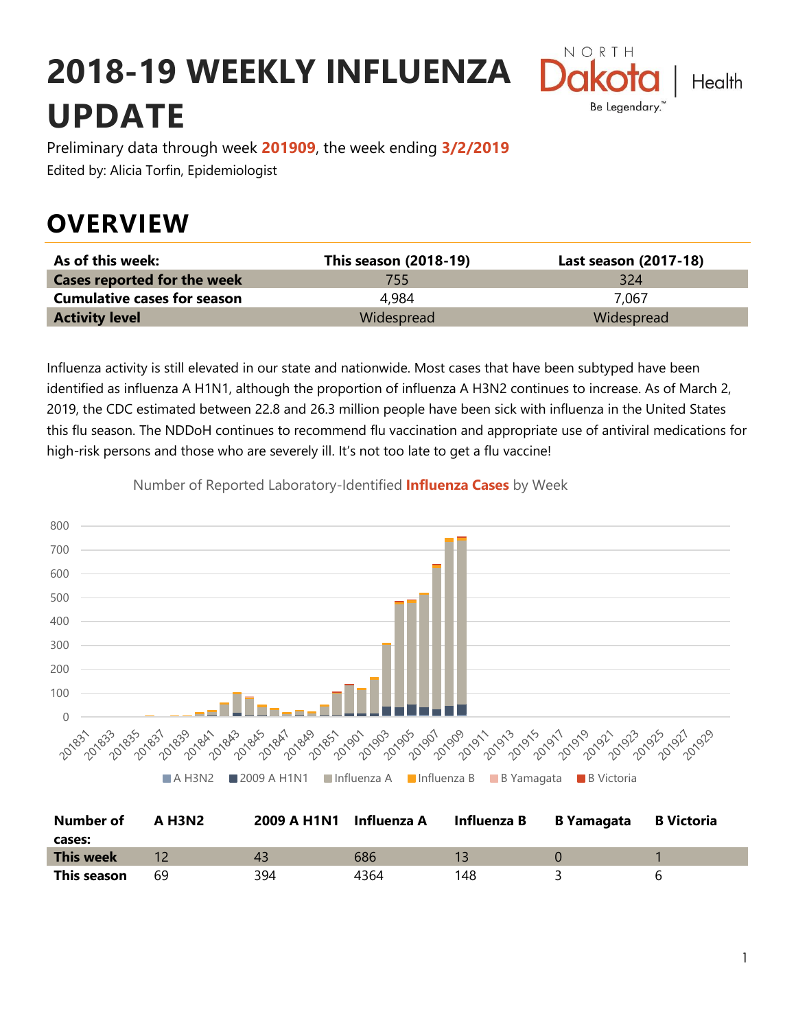# 2018-19 WEEKLY INFLUENZA UPDATE

Preliminary data through week **201909**, the week ending **3/2/2019**

Edited by: Alicia Torfin, Epidemiologist

## OVERVIEW

| As of this week: | This season (2018-19) | Last season (2017-18) |
|---|---|---|
| **Cases reported for the week** | 755 | 324 |
| **Cumulative cases for season** | 4,984 | 7,067 |
| **Activity level** | Widespread | Widespread |

Influenza activity is still elevated in our state and nationwide. Most cases that have been subtyped have been identified as influenza A H1N1, although the proportion of influenza A H3N2 continues to increase. As of March 2, 2019, the CDC estimated between 22.8 and 26.3 million people have been sick with influenza in the United States this flu season. The NDDoH continues to recommend flu vaccination and appropriate use of antiviral medications for high-risk persons and those who are severely ill. It's not too late to get a flu vaccine!

Number of Reported Laboratory-Identified **Influenza Cases** by Week

| Number of cases: | A H3N2 | 2009 A H1N1 | Influenza A | Influenza B | B Yamagata | B Victoria |
|---|---|---|---|---|---|---|
| **This week** | 12 | 43 | 686 | 13 | 0 | 1 |
| **This season** | 69 | 394 | 4364 | 148 | 3 | 6 |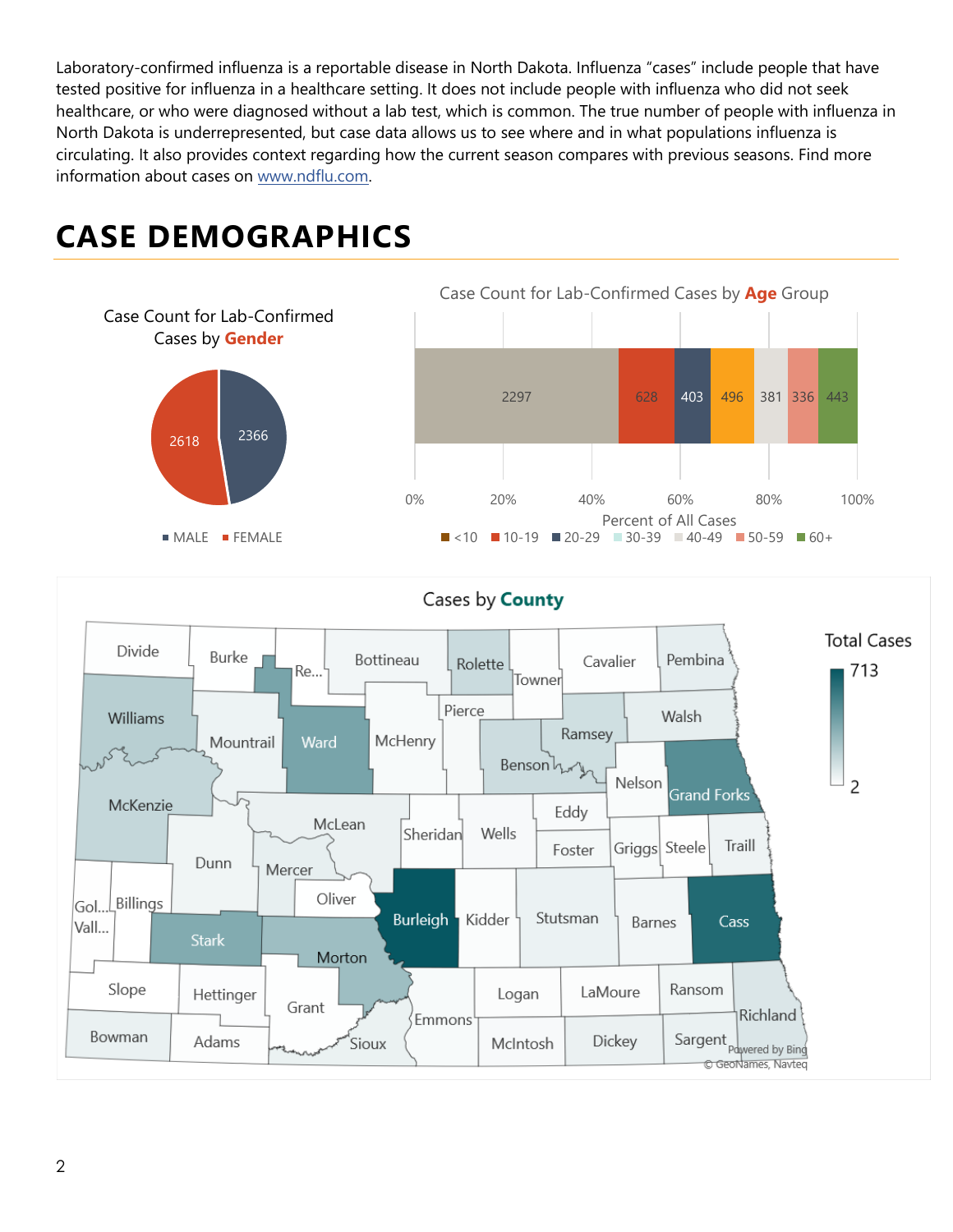Laboratory-confirmed influenza is a reportable disease in North Dakota. Influenza "cases" include people that have tested positive for influenza in a healthcare setting. It does not include people with influenza who did not seek healthcare, or who were diagnosed without a lab test, which is common. The true number of people with influenza in North Dakota is underrepresented, but case data allows us to see where and in what populations influenza is circulating. It also provides context regarding how the current season compares with previous seasons. Find more information about cases on [www.ndflu.com](http://www.ndflu.com).

# CASE DEMOGRAPHICS

Case Count for Lab-Confirmed Cases by **Gender**

| Gender | Cases |
|---|---|
| MALE | 2366 |
| FEMALE | 2618 |

Case Count for Lab-Confirmed Cases by **Age** Group

| Age Group | Cases |
|---|---|
| <10 | 2297 |
| 10-19 | 628 |
| 20-29 | 403 |
| 30-39 | 496 |
| 40-49 | 381 |
| 50-59 | 336 |
| 60+ | 443 |

Cases by **County**

Total Cases: 2 – 713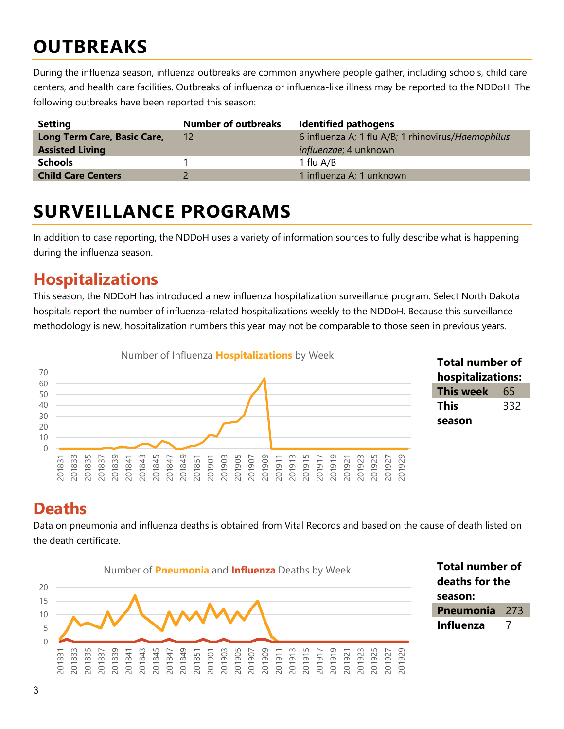# OUTBREAKS

During the influenza season, influenza outbreaks are common anywhere people gather, including schools, child care centers, and health care facilities. Outbreaks of influenza or influenza-like illness may be reported to the NDDoH. The following outbreaks have been reported this season:

| Setting | Number of outbreaks | Identified pathogens |
|---|---|---|
| **Long Term Care, Basic Care, Assisted Living** | 12 | 6 influenza A; 1 flu A/B; 1 rhinovirus/*Haemophilus influenzae*; 4 unknown |
| **Schools** | 1 | 1 flu A/B |
| **Child Care Centers** | 2 | 1 influenza A; 1 unknown |

# SURVEILLANCE PROGRAMS

In addition to case reporting, the NDDoH uses a variety of information sources to fully describe what is happening during the influenza season.

## Hospitalizations

This season, the NDDoH has introduced a new influenza hospitalization surveillance program. Select North Dakota hospitals report the number of influenza-related hospitalizations weekly to the NDDoH. Because this surveillance methodology is new, hospitalization numbers this year may not be comparable to those seen in previous years.

Number of Influenza **Hospitalizations** by Week

**Total number of hospitalizations:**

| | |
|---|---|
| **This week** | 65 |
| **This season** | 332 |

## Deaths

Data on pneumonia and influenza deaths is obtained from Vital Records and based on the cause of death listed on the death certificate.

Number of **Pneumonia** and **Influenza** Deaths by Week

**Total number of deaths for the season:**

| | |
|---|---|
| **Pneumonia** | 273 |
| **Influenza** | 7 |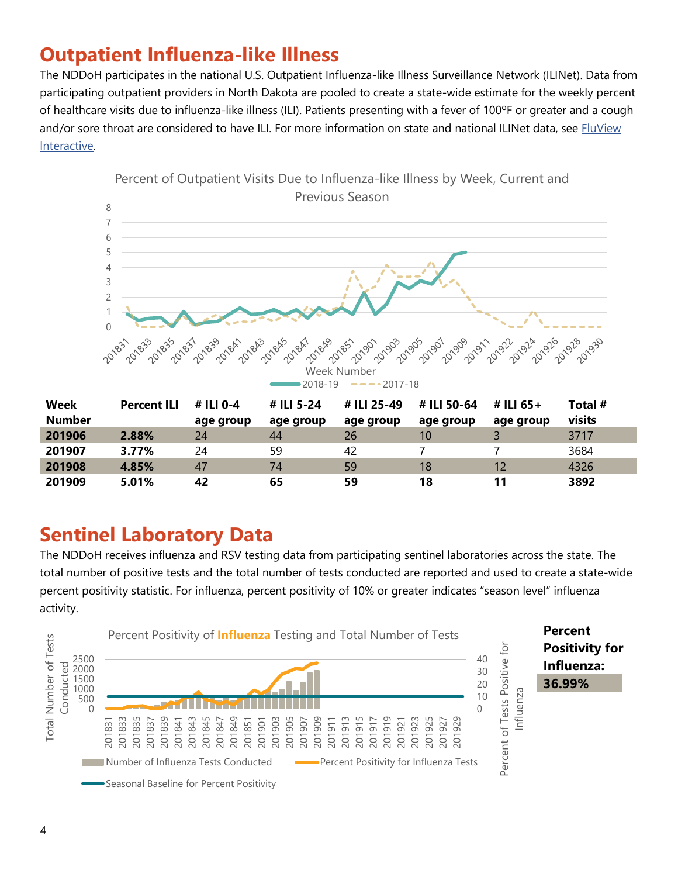## Outpatient Influenza-like Illness

The NDDoH participates in the national U.S. Outpatient Influenza-like Illness Surveillance Network (ILINet). Data from participating outpatient providers in North Dakota are pooled to create a state-wide estimate for the weekly percent of healthcare visits due to influenza-like illness (ILI). Patients presenting with a fever of 100ºF or greater and a cough and/or sore throat are considered to have ILI. For more information on state and national ILINet data, see FluView Interactive.

Percent of Outpatient Visits Due to Influenza-like Illness by Week, Current and Previous Season

| Week Number | Percent ILI | # ILI 0-4 age group | # ILI 5-24 age group | # ILI 25-49 age group | # ILI 50-64 age group | # ILI 65+ age group | Total # visits |
|---|---|---|---|---|---|---|---|
| **201906** | **2.88%** | 24 | 44 | 26 | 10 | 3 | 3717 |
| **201907** | **3.77%** | 24 | 59 | 42 | 7 | 7 | 3684 |
| **201908** | **4.85%** | 47 | 74 | 59 | 18 | 12 | 4326 |
| **201909** | **5.01%** | **42** | **65** | **59** | **18** | **11** | **3892** |

## Sentinel Laboratory Data

The NDDoH receives influenza and RSV testing data from participating sentinel laboratories across the state. The total number of positive tests and the total number of tests conducted are reported and used to create a state-wide percent positivity statistic. For influenza, percent positivity of 10% or greater indicates "season level" influenza activity.

Percent Positivity of **Influenza** Testing and Total Number of Tests

**Percent Positivity for Influenza:**

**36.99%**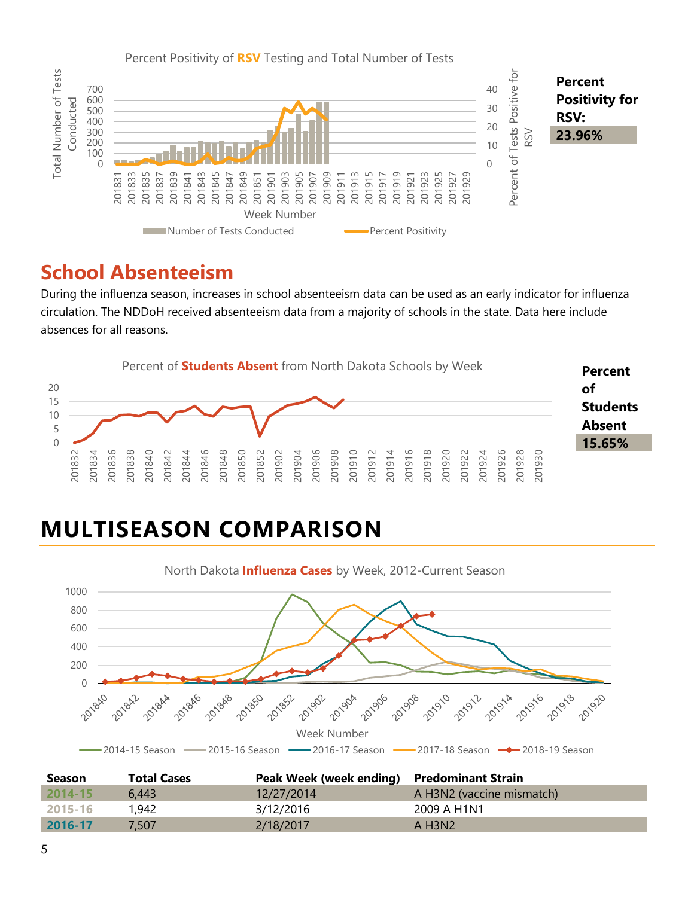Percent Positivity of **RSV** Testing and Total Number of Tests

**Percent Positivity for RSV:**
**23.96%**

## School Absenteeism

During the influenza season, increases in school absenteeism data can be used as an early indicator for influenza circulation. The NDDoH received absenteeism data from a majority of schools in the state. Data here include absences for all reasons.

Percent of **Students Absent** from North Dakota Schools by Week

**Percent of Students Absent**
**15.65%**

# MULTISEASON COMPARISON

North Dakota **Influenza Cases** by Week, 2012-Current Season

| Season | Total Cases | Peak Week (week ending) | Predominant Strain |
|---|---|---|---|
| 2014-15 | 6,443 | 12/27/2014 | A H3N2 (vaccine mismatch) |
| 2015-16 | 1,942 | 3/12/2016 | 2009 A H1N1 |
| 2016-17 | 7,507 | 2/18/2017 | A H3N2 |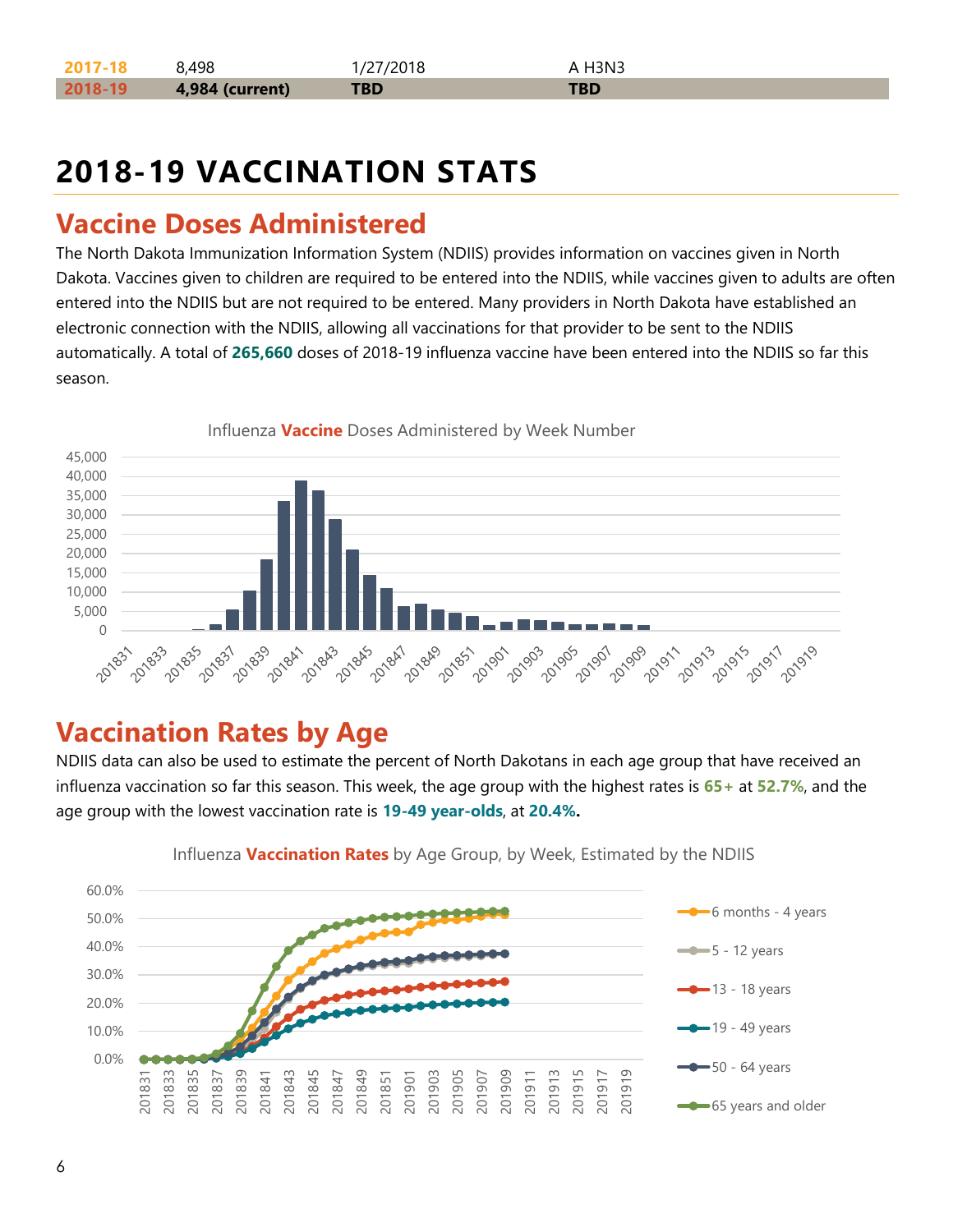| | | | |
|---|---|---|---|
| 2017-18 | 8,498 | 1/27/2018 | A H3N3 |
| **2018-19** | **4,984 (current)** | **TBD** | **TBD** |

# 2018-19 VACCINATION STATS

## Vaccine Doses Administered

The North Dakota Immunization Information System (NDIIS) provides information on vaccines given in North Dakota. Vaccines given to children are required to be entered into the NDIIS, while vaccines given to adults are often entered into the NDIIS but are not required to be entered. Many providers in North Dakota have established an electronic connection with the NDIIS, allowing all vaccinations for that provider to be sent to the NDIIS automatically. A total of **265,660** doses of 2018-19 influenza vaccine have been entered into the NDIIS so far this season.

Influenza **Vaccine** Doses Administered by Week Number

45,000
40,000
35,000
30,000
25,000
20,000
15,000
10,000
5,000
0

201831 201833 201835 201837 201839 201841 201843 201845 201847 201849 201851 201901 201903 201905 201907 201909 201911 201913 201915 201917 201919

## Vaccination Rates by Age

NDIIS data can also be used to estimate the percent of North Dakotans in each age group that have received an influenza vaccination so far this season. This week, the age group with the highest rates is **65+** at **52.7%**, and the age group with the lowest vaccination rate is **19-49 year-olds**, at **20.4%.**

Influenza **Vaccination Rates** by Age Group, by Week, Estimated by the NDIIS

60.0%
50.0%
40.0%
30.0%
20.0%
10.0%
0.0%

201831 201833 201835 201837 201839 201841 201843 201845 201847 201849 201851 201901 201903 201905 201907 201909 201911 201913 201915 201917 201919

6 months - 4 years
5 - 12 years
13 - 18 years
19 - 49 years
50 - 64 years
65 years and older